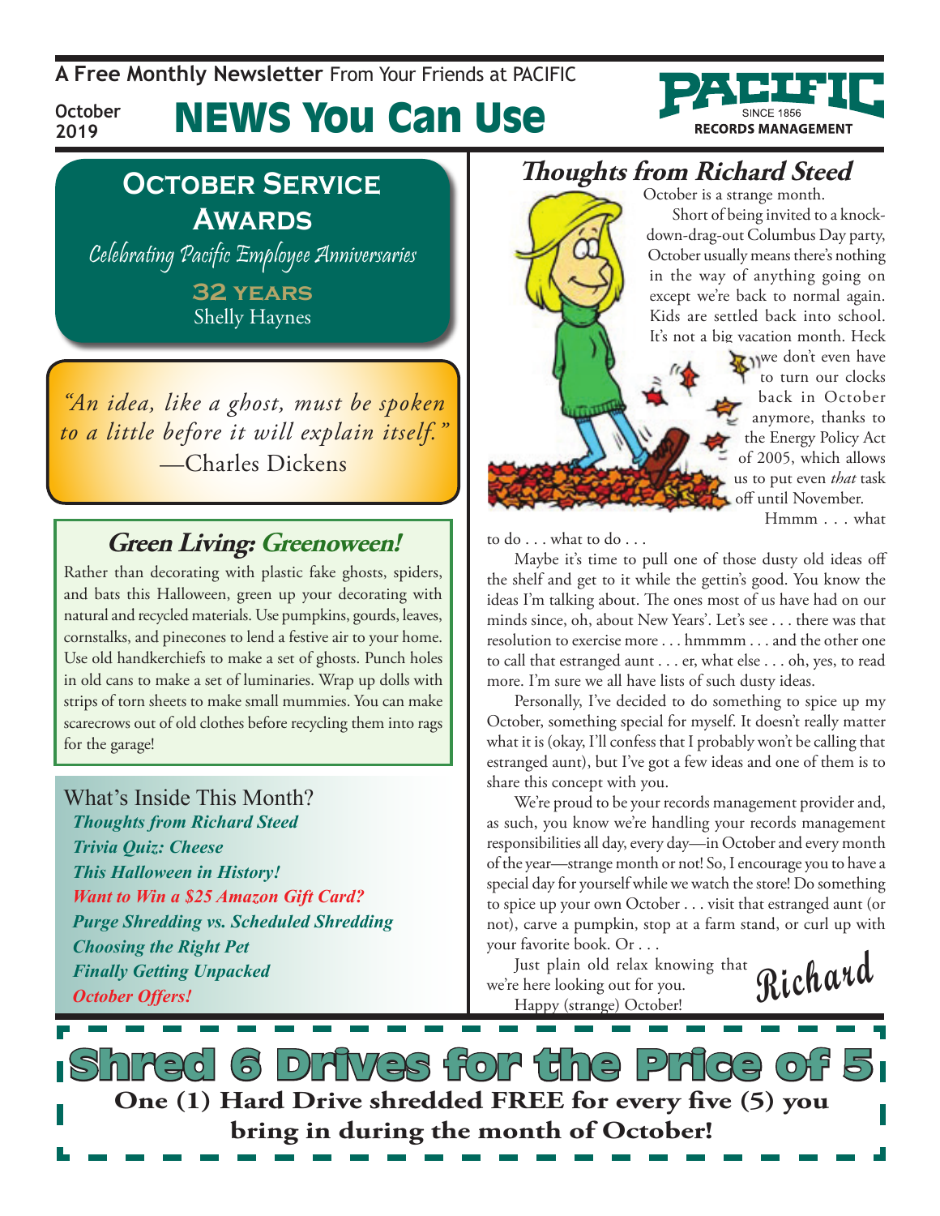A **Free Monthly Newsletter** From Your Friends at PACIFIC

October 2019

# NEWS You Can Use

PACIFIC SINCE 1856 RECORDS MANAGEMENT

## October Service Awards

*Celebrating Pacific Employee Anniversaries*

**32 years**
Shelly Haynes

*"An idea, like a ghost, must be spoken to a little before it will explain itself."*
—Charles Dickens

## Green Living: Greenoween!

Rather than decorating with plastic fake ghosts, spiders, and bats this Halloween, green up your decorating with natural and recycled materials. Use pumpkins, gourds, leaves, cornstalks, and pinecones to lend a festive air to your home. Use old handkerchiefs to make a set of ghosts. Punch holes in old cans to make a set of luminaries. Wrap up dolls with strips of torn sheets to make small mummies. You can make scarecrows out of old clothes before recycling them into rags for the garage!

### What's Inside This Month?

- *Thoughts from Richard Steed*
- *Trivia Quiz: Cheese*
- *This Halloween in History!*
- *Want to Win a $25 Amazon Gift Card?*
- *Purge Shredding vs. Scheduled Shredding*
- *Choosing the Right Pet*
- *Finally Getting Unpacked*
- *October Offers!*

## Thoughts from Richard Steed

October is a strange month.

Short of being invited to a knock-down-drag-out Columbus Day party, October usually means there's nothing in the way of anything going on except we're back to normal again. Kids are settled back into school. It's not a big vacation month. Heck we don't even have to turn our clocks back in October anymore, thanks to the Energy Policy Act of 2005, which allows us to put even *that* task off until November.

Hmmm . . . what to do . . . what to do . . .

Maybe it's time to pull one of those dusty old ideas off the shelf and get to it while the gettin's good. You know the ideas I'm talking about. The ones most of us have had on our minds since, oh, about New Years'. Let's see . . . there was that resolution to exercise more . . . hmmmm . . . and the other one to call that estranged aunt . . . er, what else . . . oh, yes, to read more. I'm sure we all have lists of such dusty ideas.

Personally, I've decided to do something to spice up my October, something special for myself. It doesn't really matter what it is (okay, I'll confess that I probably won't be calling that estranged aunt), but I've got a few ideas and one of them is to share this concept with you.

We're proud to be your records management provider and, as such, you know we're handling your records management responsibilities all day, every day—in October and every month of the year—strange month or not! So, I encourage you to have a special day for yourself while we watch the store! Do something to spice up your own October . . . visit that estranged aunt (or not), carve a pumpkin, stop at a farm stand, or curl up with your favorite book. Or . . .

Just plain old relax knowing that we're here looking out for you.

Happy (strange) October!

Richard

## Shred 6 Drives for the Price of 5

**One (1) Hard Drive shredded FREE for every five (5) you bring in during the month of October!**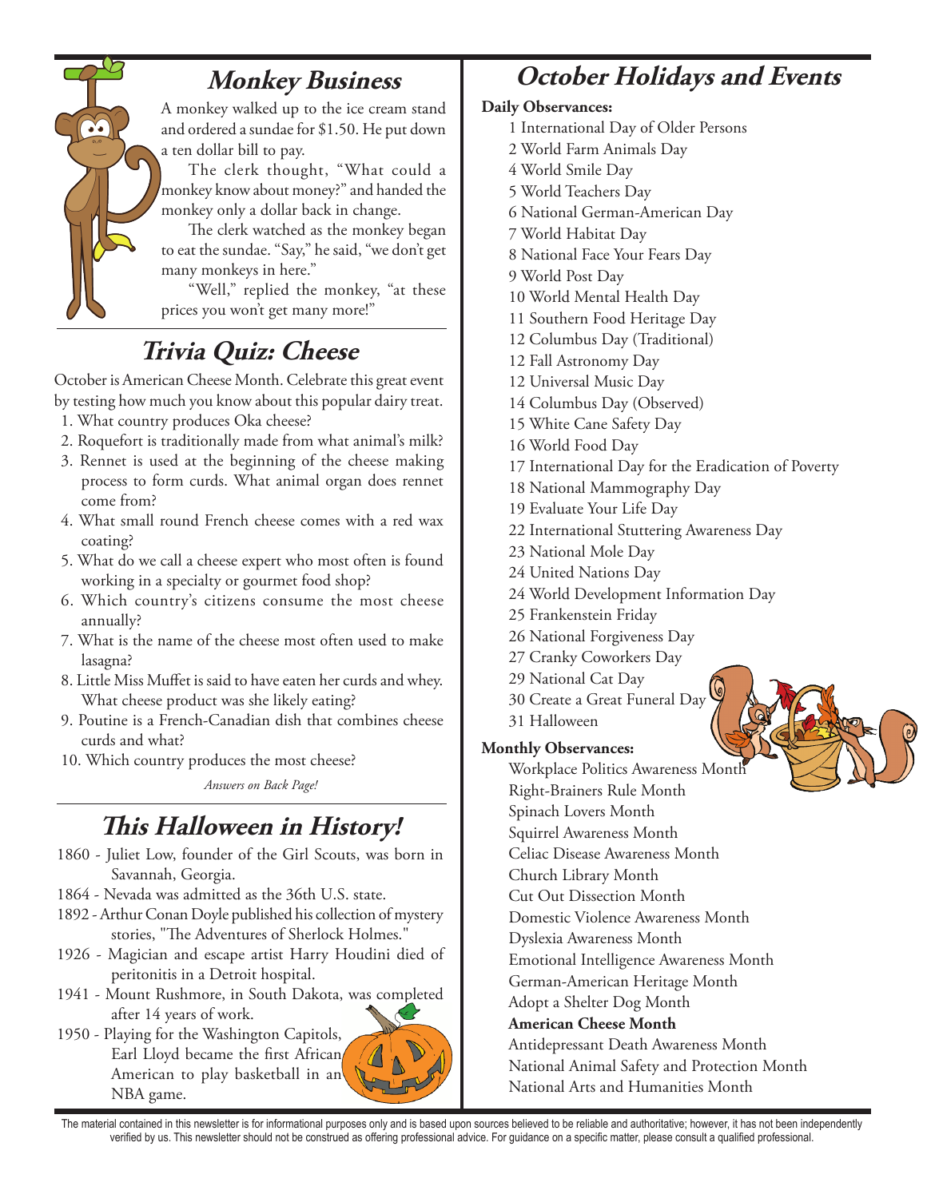## *Monkey Business*

A monkey walked up to the ice cream stand and ordered a sundae for $1.50. He put down a ten dollar bill to pay.

The clerk thought, "What could a monkey know about money?" and handed the monkey only a dollar back in change.

The clerk watched as the monkey began to eat the sundae. "Say," he said, "we don't get many monkeys in here."

"Well," replied the monkey, "at these prices you won't get many more!"

## *Trivia Quiz: Cheese*

October is American Cheese Month. Celebrate this great event by testing how much you know about this popular dairy treat.

1. What country produces Oka cheese?
2. Roquefort is traditionally made from what animal's milk?
3. Rennet is used at the beginning of the cheese making process to form curds. What animal organ does rennet come from?
4. What small round French cheese comes with a red wax coating?
5. What do we call a cheese expert who most often is found working in a specialty or gourmet food shop?
6. Which country's citizens consume the most cheese annually?
7. What is the name of the cheese most often used to make lasagna?
8. Little Miss Muffet is said to have eaten her curds and whey. What cheese product was she likely eating?
9. Poutine is a French-Canadian dish that combines cheese curds and what?
10. Which country produces the most cheese?

*Answers on Back Page!*

## *This Halloween in History!*

1860 - Juliet Low, founder of the Girl Scouts, was born in Savannah, Georgia.

1864 - Nevada was admitted as the 36th U.S. state.

1892 - Arthur Conan Doyle published his collection of mystery stories, "The Adventures of Sherlock Holmes."

1926 - Magician and escape artist Harry Houdini died of peritonitis in a Detroit hospital.

1941 - Mount Rushmore, in South Dakota, was completed after 14 years of work.

1950 - Playing for the Washington Capitols, Earl Lloyd became the first African American to play basketball in an NBA game.

## *October Holidays and Events*

**Daily Observances:**

1 International Day of Older Persons
2 World Farm Animals Day
4 World Smile Day
5 World Teachers Day
6 National German-American Day
7 World Habitat Day
8 National Face Your Fears Day
9 World Post Day
10 World Mental Health Day
11 Southern Food Heritage Day
12 Columbus Day (Traditional)
12 Fall Astronomy Day
12 Universal Music Day
14 Columbus Day (Observed)
15 White Cane Safety Day
16 World Food Day
17 International Day for the Eradication of Poverty
18 National Mammography Day
19 Evaluate Your Life Day
22 International Stuttering Awareness Day
23 National Mole Day
24 United Nations Day
24 World Development Information Day
25 Frankenstein Friday
26 National Forgiveness Day
27 Cranky Coworkers Day
29 National Cat Day
30 Create a Great Funeral Day
31 Halloween

**Monthly Observances:**

Workplace Politics Awareness Month
Right-Brainers Rule Month
Spinach Lovers Month
Squirrel Awareness Month
Celiac Disease Awareness Month
Church Library Month
Cut Out Dissection Month
Domestic Violence Awareness Month
Dyslexia Awareness Month
Emotional Intelligence Awareness Month
German-American Heritage Month
Adopt a Shelter Dog Month
**American Cheese Month**
Antidepressant Death Awareness Month
National Animal Safety and Protection Month
National Arts and Humanities Month

The material contained in this newsletter is for informational purposes only and is based upon sources believed to be reliable and authoritative; however, it has not been independently verified by us. This newsletter should not be construed as offering professional advice. For guidance on a specific matter, please consult a qualified professional.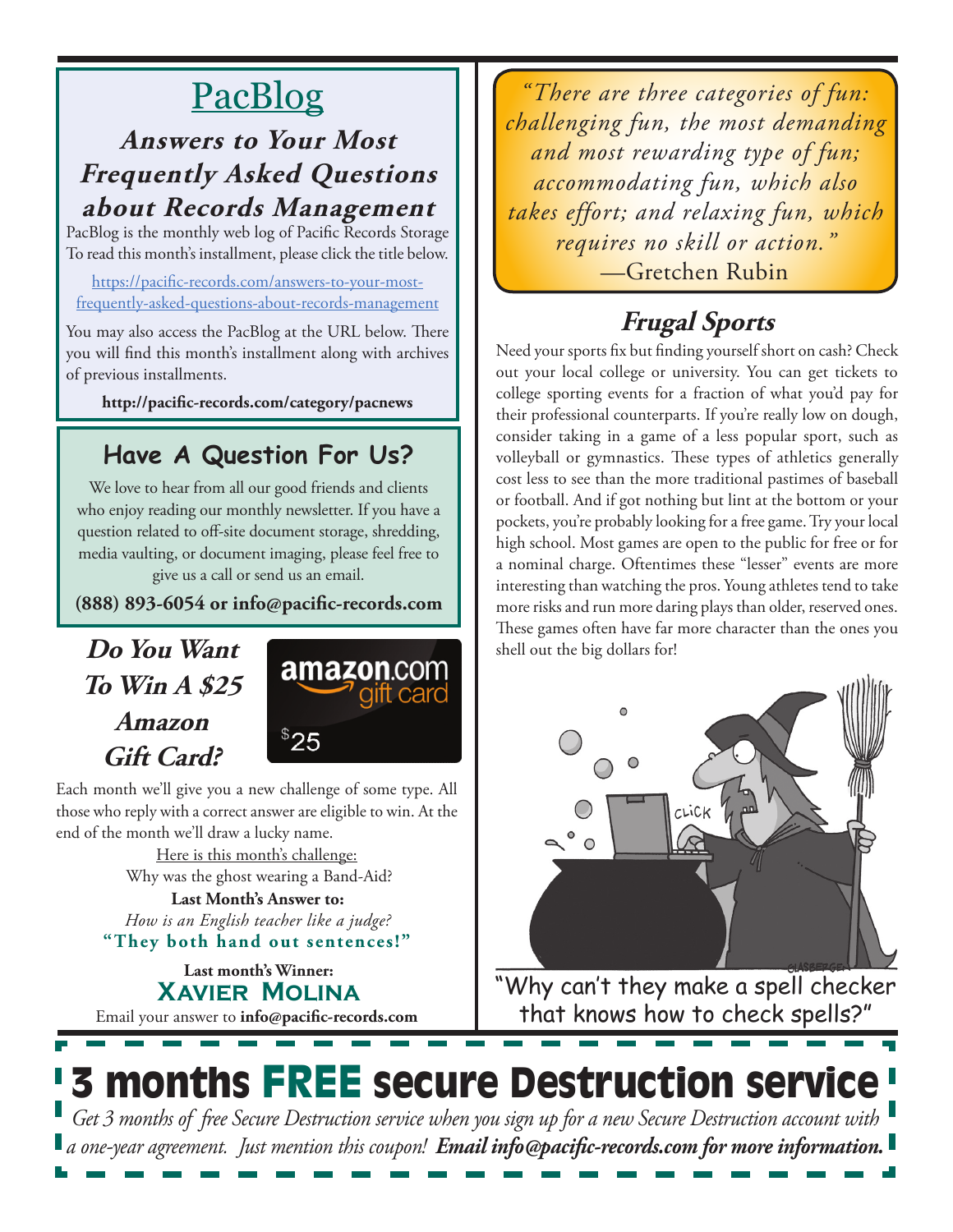# PacBlog

## *Answers to Your Most Frequently Asked Questions about Records Management*

PacBlog is the monthly web log of Pacific Records Storage To read this month's installment, please click the title below.

https://pacific-records.com/answers-to-your-most-frequently-asked-questions-about-records-management

You may also access the PacBlog at the URL below. There you will find this month's installment along with archives of previous installments.

**http://pacific-records.com/category/pacnews**

## Have A Question For Us?

We love to hear from all our good friends and clients who enjoy reading our monthly newsletter. If you have a question related to off-site document storage, shredding, media vaulting, or document imaging, please feel free to give us a call or send us an email.

**(888) 893-6054 or info@pacific-records.com**

## *Do You Want To Win A $25 Amazon Gift Card?*

Each month we'll give you a new challenge of some type. All those who reply with a correct answer are eligible to win. At the end of the month we'll draw a lucky name.

Here is this month's challenge:

Why was the ghost wearing a Band-Aid?

**Last Month's Answer to:**

*How is an English teacher like a judge?*

**"They both hand out sentences!"**

**Last month's Winner:**

**Xavier Molina**

Email your answer to **info@pacific-records.com**

*"There are three categories of fun: challenging fun, the most demanding and most rewarding type of fun; accommodating fun, which also takes effort; and relaxing fun, which requires no skill or action."*
—Gretchen Rubin

## *Frugal Sports*

Need your sports fix but finding yourself short on cash? Check out your local college or university. You can get tickets to college sporting events for a fraction of what you'd pay for their professional counterparts. If you're really low on dough, consider taking in a game of a less popular sport, such as volleyball or gymnastics. These types of athletics generally cost less to see than the more traditional pastimes of baseball or football. And if got nothing but lint at the bottom or your pockets, you're probably looking for a free game. Try your local high school. Most games are open to the public for free or for a nominal charge. Oftentimes these "lesser" events are more interesting than watching the pros. Young athletes tend to take more risks and run more daring plays than older, reserved ones. These games often have far more character than the ones you shell out the big dollars for!

"Why can't they make a spell checker that knows how to check spells?"

# 3 months FREE secure Destruction service

*Get 3 months of free Secure Destruction service when you sign up for a new Secure Destruction account with a one-year agreement. Just mention this coupon!* ***Email info@pacific-records.com for more information.***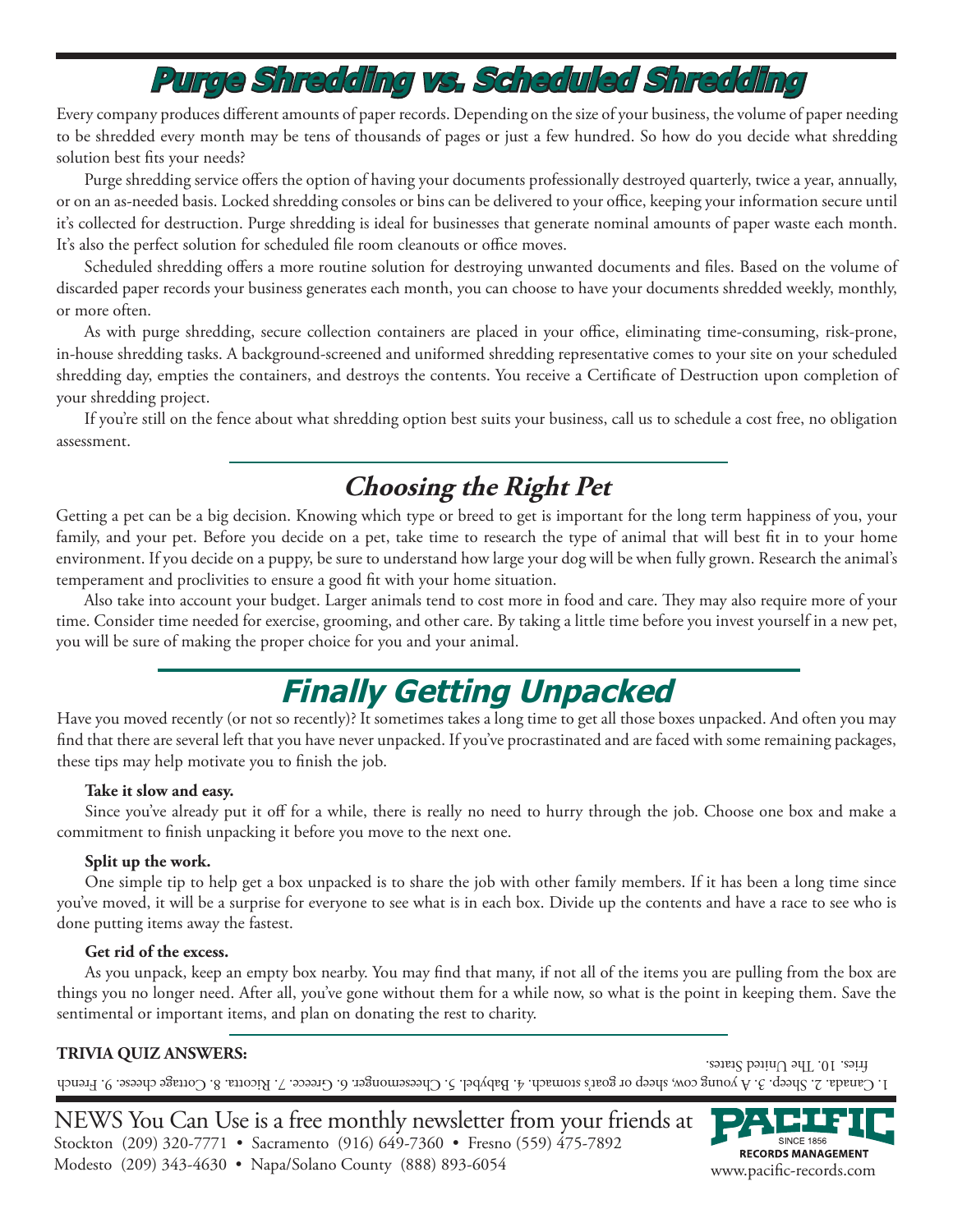# Purge Shredding vs. Scheduled Shredding

Every company produces different amounts of paper records. Depending on the size of your business, the volume of paper needing to be shredded every month may be tens of thousands of pages or just a few hundred. So how do you decide what shredding solution best fits your needs?

Purge shredding service offers the option of having your documents professionally destroyed quarterly, twice a year, annually, or on an as-needed basis. Locked shredding consoles or bins can be delivered to your office, keeping your information secure until it's collected for destruction. Purge shredding is ideal for businesses that generate nominal amounts of paper waste each month. It's also the perfect solution for scheduled file room cleanouts or office moves.

Scheduled shredding offers a more routine solution for destroying unwanted documents and files. Based on the volume of discarded paper records your business generates each month, you can choose to have your documents shredded weekly, monthly, or more often.

As with purge shredding, secure collection containers are placed in your office, eliminating time-consuming, risk-prone, in-house shredding tasks. A background-screened and uniformed shredding representative comes to your site on your scheduled shredding day, empties the containers, and destroys the contents. You receive a Certificate of Destruction upon completion of your shredding project.

If you're still on the fence about what shredding option best suits your business, call us to schedule a cost free, no obligation assessment.

## *Choosing the Right Pet*

Getting a pet can be a big decision. Knowing which type or breed to get is important for the long term happiness of you, your family, and your pet. Before you decide on a pet, take time to research the type of animal that will best fit in to your home environment. If you decide on a puppy, be sure to understand how large your dog will be when fully grown. Research the animal's temperament and proclivities to ensure a good fit with your home situation.

Also take into account your budget. Larger animals tend to cost more in food and care. They may also require more of your time. Consider time needed for exercise, grooming, and other care. By taking a little time before you invest yourself in a new pet, you will be sure of making the proper choice for you and your animal.

# Finally Getting Unpacked

Have you moved recently (or not so recently)? It sometimes takes a long time to get all those boxes unpacked. And often you may find that there are several left that you have never unpacked. If you've procrastinated and are faced with some remaining packages, these tips may help motivate you to finish the job.

**Take it slow and easy.**

Since you've already put it off for a while, there is really no need to hurry through the job. Choose one box and make a commitment to finish unpacking it before you move to the next one.

**Split up the work.**

One simple tip to help get a box unpacked is to share the job with other family members. If it has been a long time since you've moved, it will be a surprise for everyone to see what is in each box. Divide up the contents and have a race to see who is done putting items away the fastest.

**Get rid of the excess.**

As you unpack, keep an empty box nearby. You may find that many, if not all of the items you are pulling from the box are things you no longer need. After all, you've gone without them for a while now, so what is the point in keeping them. Save the sentimental or important items, and plan on donating the rest to charity.

**TRIVIA QUIZ ANSWERS:**

1. Canada. 2. Sheep. 3. A young cow, sheep or goat's stomach. 4. Babybel. 5. Cheesemonger. 6. Greece. 7. Ricotta. 8. Cottage cheese. 9. French fries. 10. The United States.

NEWS You Can Use is a free monthly newsletter from your friends at

PACIFIC RECORDS MANAGEMENT — SINCE 1856

Stockton (209) 320-7771 • Sacramento (916) 649-7360 • Fresno (559) 475-7892
Modesto (209) 343-4630 • Napa/Solano County (888) 893-6054

www.pacific-records.com